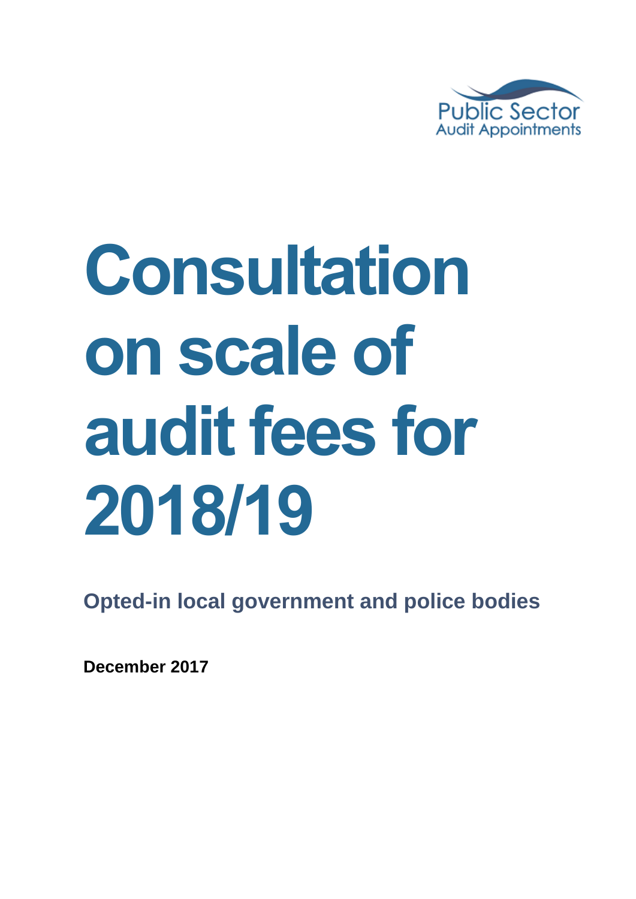Public Sector
Audit Appointments

# Consultation on scale of audit fees for 2018/19

**Opted-in local government and police bodies**

**December 2017**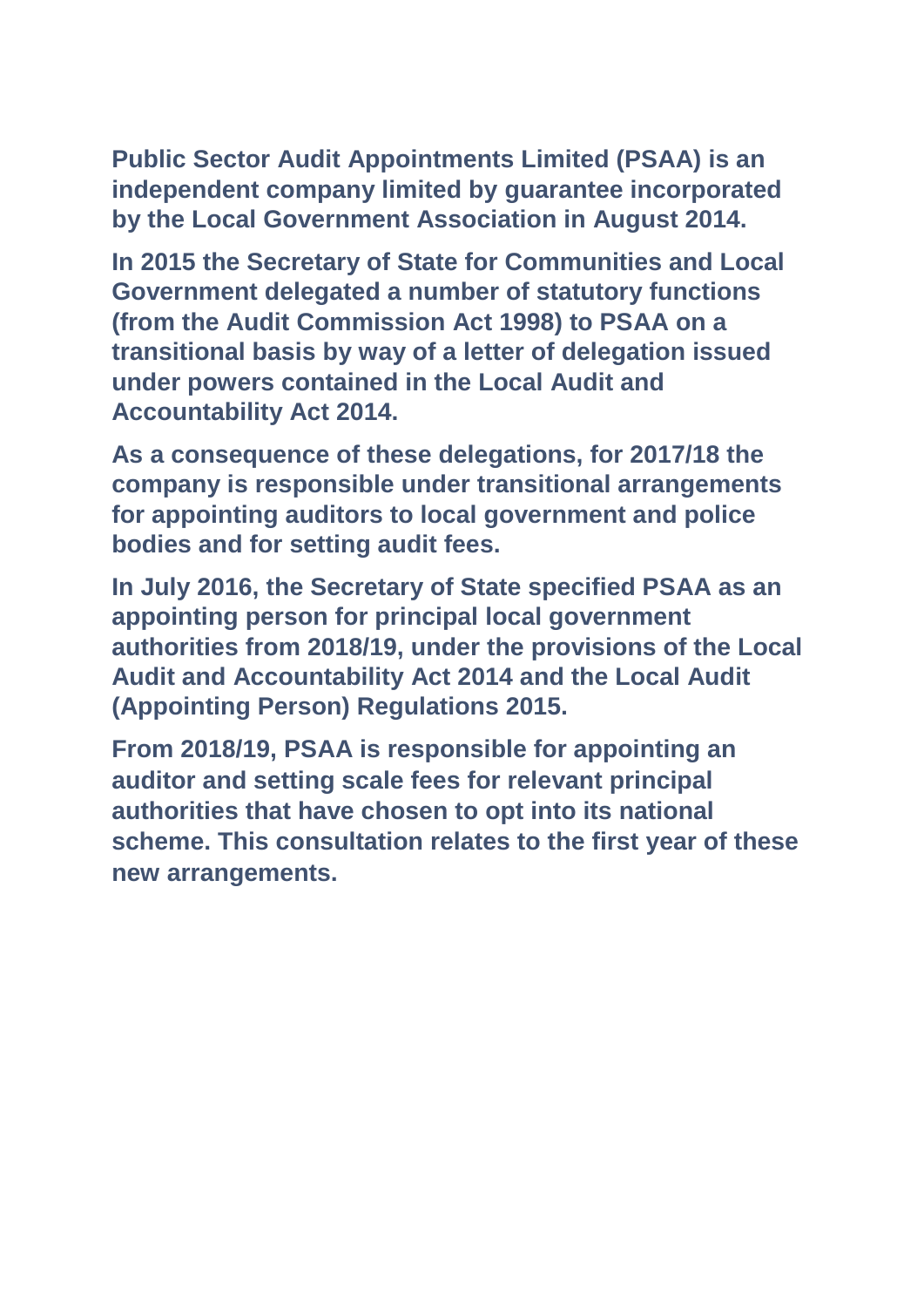**Public Sector Audit Appointments Limited (PSAA) is an independent company limited by guarantee incorporated by the Local Government Association in August 2014.**

**In 2015 the Secretary of State for Communities and Local Government delegated a number of statutory functions (from the Audit Commission Act 1998) to PSAA on a transitional basis by way of a letter of delegation issued under powers contained in the Local Audit and Accountability Act 2014.**

**As a consequence of these delegations, for 2017/18 the company is responsible under transitional arrangements for appointing auditors to local government and police bodies and for setting audit fees.**

**In July 2016, the Secretary of State specified PSAA as an appointing person for principal local government authorities from 2018/19, under the provisions of the Local Audit and Accountability Act 2014 and the Local Audit (Appointing Person) Regulations 2015.**

**From 2018/19, PSAA is responsible for appointing an auditor and setting scale fees for relevant principal authorities that have chosen to opt into its national scheme. This consultation relates to the first year of these new arrangements.**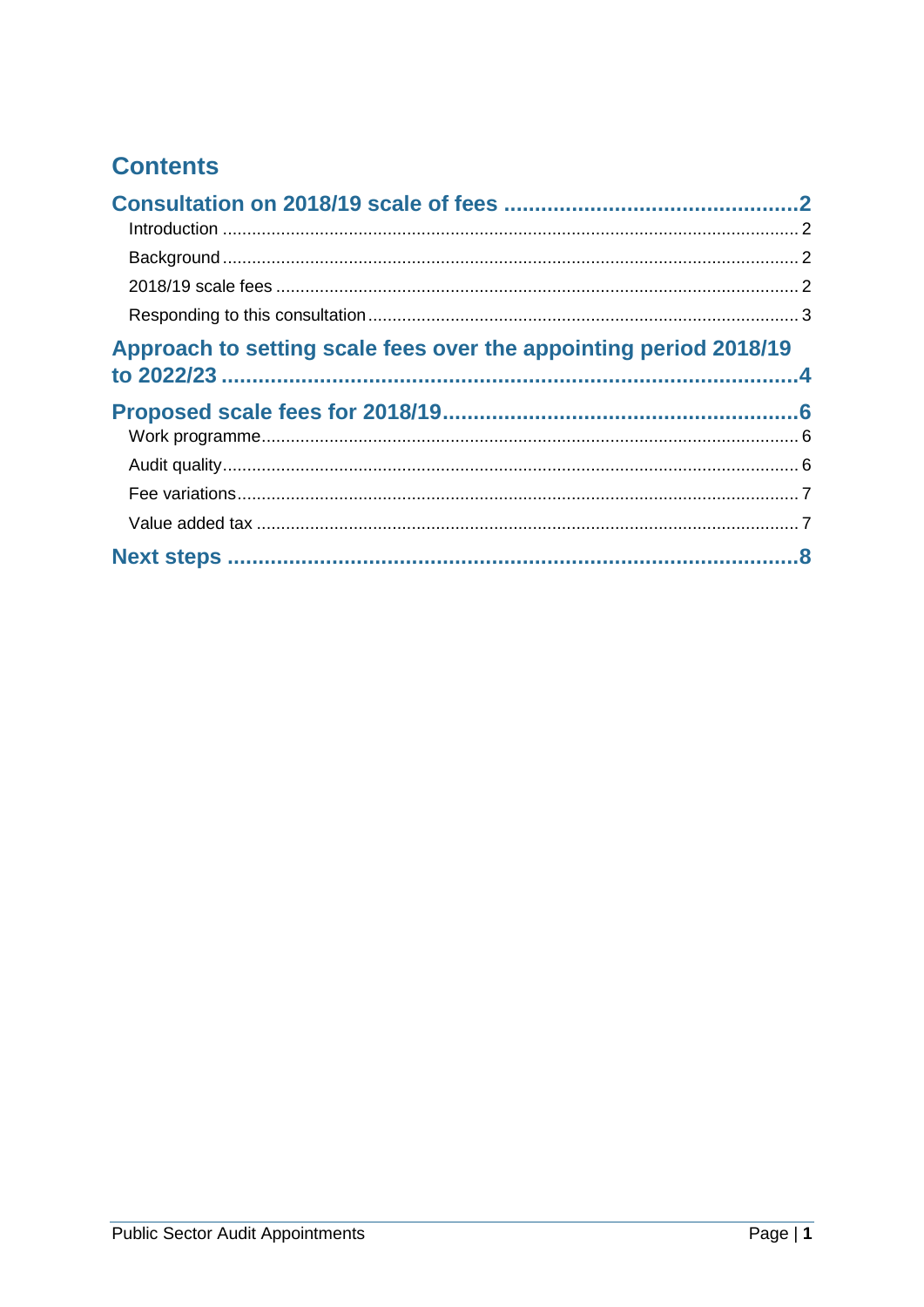# Contents

**Consultation on 2018/19 scale of fees ............................................... 2**

- Introduction ............................................................................................ 2
- Background ............................................................................................ 2
- 2018/19 scale fees .................................................................................. 2
- Responding to this consultation ............................................................. 3

**Approach to setting scale fees over the appointing period 2018/19 to 2022/23 ............................................................................................ 4**

**Proposed scale fees for 2018/19 .......................................................... 6**

- Work programme .................................................................................... 6
- Audit quality ........................................................................................... 6
- Fee variations ......................................................................................... 7
- Value added tax ..................................................................................... 7

**Next steps .............................................................................................. 8**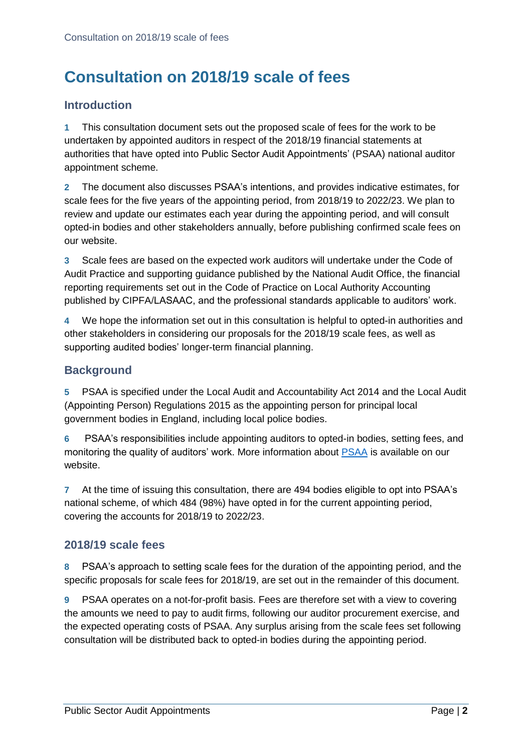# Consultation on 2018/19 scale of fees

## Introduction

**1** This consultation document sets out the proposed scale of fees for the work to be undertaken by appointed auditors in respect of the 2018/19 financial statements at authorities that have opted into Public Sector Audit Appointments' (PSAA) national auditor appointment scheme.

**2** The document also discusses PSAA's intentions, and provides indicative estimates, for scale fees for the five years of the appointing period, from 2018/19 to 2022/23. We plan to review and update our estimates each year during the appointing period, and will consult opted-in bodies and other stakeholders annually, before publishing confirmed scale fees on our website.

**3** Scale fees are based on the expected work auditors will undertake under the Code of Audit Practice and supporting guidance published by the National Audit Office, the financial reporting requirements set out in the Code of Practice on Local Authority Accounting published by CIPFA/LASAAC, and the professional standards applicable to auditors' work.

**4** We hope the information set out in this consultation is helpful to opted-in authorities and other stakeholders in considering our proposals for the 2018/19 scale fees, as well as supporting audited bodies' longer-term financial planning.

## Background

**5** PSAA is specified under the Local Audit and Accountability Act 2014 and the Local Audit (Appointing Person) Regulations 2015 as the appointing person for principal local government bodies in England, including local police bodies.

**6** PSAA's responsibilities include appointing auditors to opted-in bodies, setting fees, and monitoring the quality of auditors' work. More information about PSAA is available on our website.

**7** At the time of issuing this consultation, there are 494 bodies eligible to opt into PSAA's national scheme, of which 484 (98%) have opted in for the current appointing period, covering the accounts for 2018/19 to 2022/23.

## 2018/19 scale fees

**8** PSAA's approach to setting scale fees for the duration of the appointing period, and the specific proposals for scale fees for 2018/19, are set out in the remainder of this document.

**9** PSAA operates on a not-for-profit basis. Fees are therefore set with a view to covering the amounts we need to pay to audit firms, following our auditor procurement exercise, and the expected operating costs of PSAA. Any surplus arising from the scale fees set following consultation will be distributed back to opted-in bodies during the appointing period.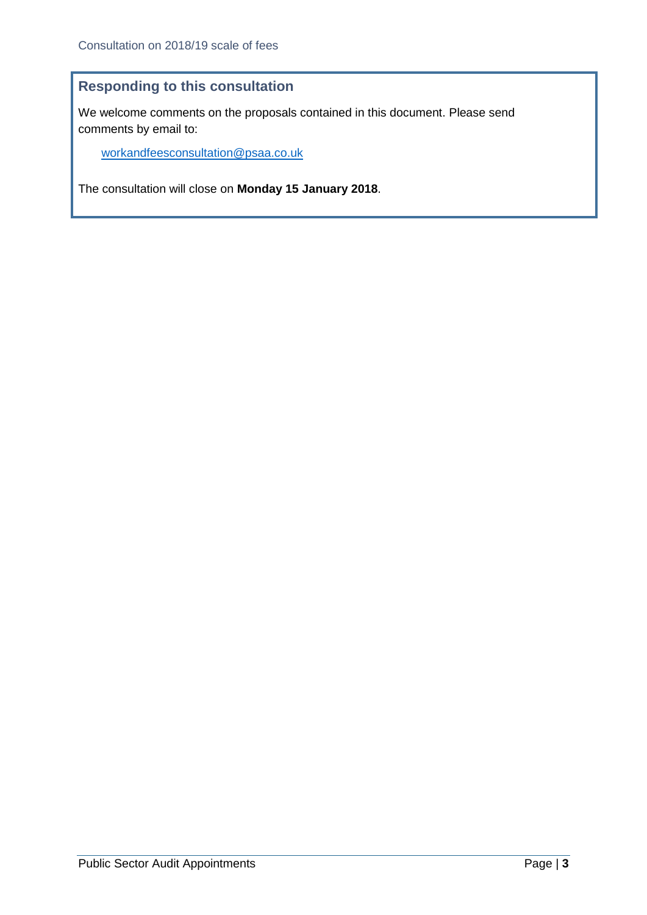## Responding to this consultation

We welcome comments on the proposals contained in this document. Please send comments by email to:

workandfeesconsultation@psaa.co.uk

The consultation will close on **Monday 15 January 2018**.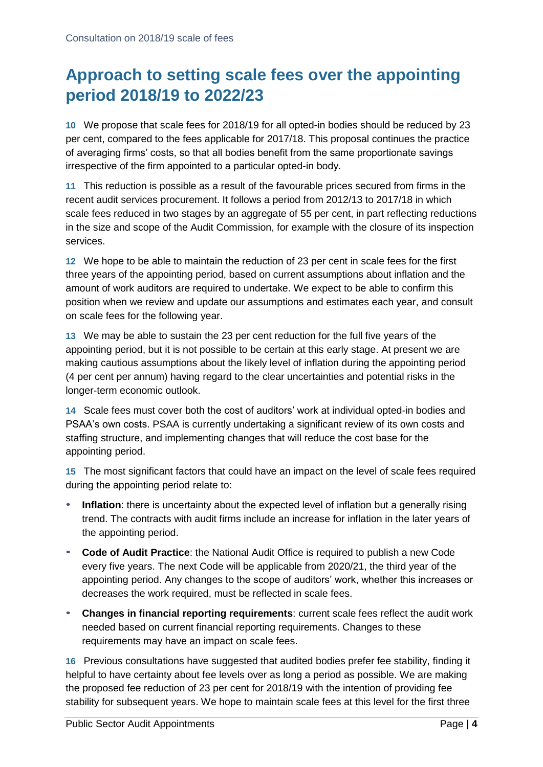## Approach to setting scale fees over the appointing period 2018/19 to 2022/23

**10** We propose that scale fees for 2018/19 for all opted-in bodies should be reduced by 23 per cent, compared to the fees applicable for 2017/18. This proposal continues the practice of averaging firms' costs, so that all bodies benefit from the same proportionate savings irrespective of the firm appointed to a particular opted-in body.

**11** This reduction is possible as a result of the favourable prices secured from firms in the recent audit services procurement. It follows a period from 2012/13 to 2017/18 in which scale fees reduced in two stages by an aggregate of 55 per cent, in part reflecting reductions in the size and scope of the Audit Commission, for example with the closure of its inspection services.

**12** We hope to be able to maintain the reduction of 23 per cent in scale fees for the first three years of the appointing period, based on current assumptions about inflation and the amount of work auditors are required to undertake. We expect to be able to confirm this position when we review and update our assumptions and estimates each year, and consult on scale fees for the following year.

**13** We may be able to sustain the 23 per cent reduction for the full five years of the appointing period, but it is not possible to be certain at this early stage. At present we are making cautious assumptions about the likely level of inflation during the appointing period (4 per cent per annum) having regard to the clear uncertainties and potential risks in the longer-term economic outlook.

**14** Scale fees must cover both the cost of auditors' work at individual opted-in bodies and PSAA's own costs. PSAA is currently undertaking a significant review of its own costs and staffing structure, and implementing changes that will reduce the cost base for the appointing period.

**15** The most significant factors that could have an impact on the level of scale fees required during the appointing period relate to:

- **Inflation**: there is uncertainty about the expected level of inflation but a generally rising trend. The contracts with audit firms include an increase for inflation in the later years of the appointing period.
- **Code of Audit Practice**: the National Audit Office is required to publish a new Code every five years. The next Code will be applicable from 2020/21, the third year of the appointing period. Any changes to the scope of auditors' work, whether this increases or decreases the work required, must be reflected in scale fees.
- **Changes in financial reporting requirements**: current scale fees reflect the audit work needed based on current financial reporting requirements. Changes to these requirements may have an impact on scale fees.

**16** Previous consultations have suggested that audited bodies prefer fee stability, finding it helpful to have certainty about fee levels over as long a period as possible. We are making the proposed fee reduction of 23 per cent for 2018/19 with the intention of providing fee stability for subsequent years. We hope to maintain scale fees at this level for the first three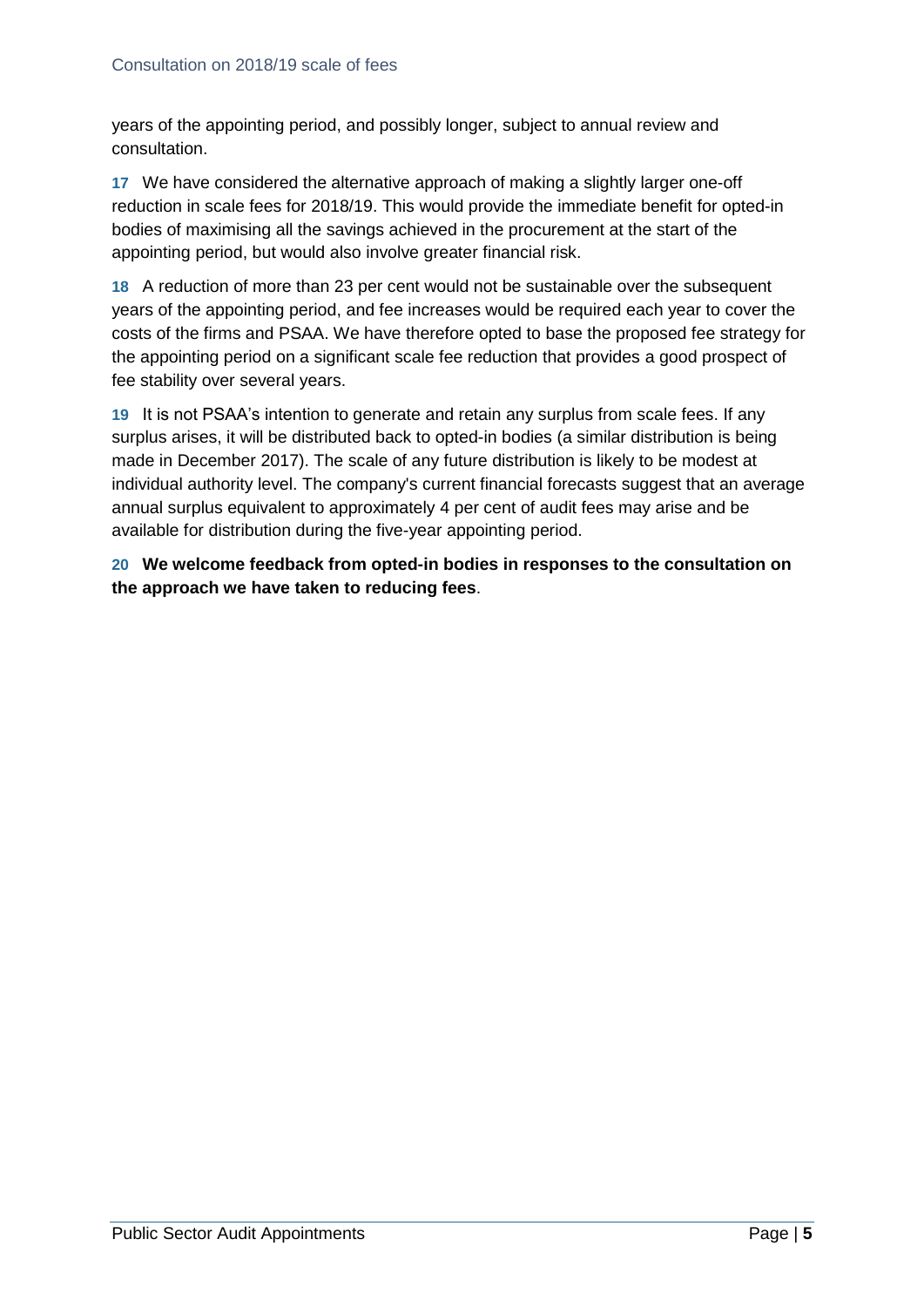years of the appointing period, and possibly longer, subject to annual review and consultation.

**17** We have considered the alternative approach of making a slightly larger one-off reduction in scale fees for 2018/19. This would provide the immediate benefit for opted-in bodies of maximising all the savings achieved in the procurement at the start of the appointing period, but would also involve greater financial risk.

**18** A reduction of more than 23 per cent would not be sustainable over the subsequent years of the appointing period, and fee increases would be required each year to cover the costs of the firms and PSAA. We have therefore opted to base the proposed fee strategy for the appointing period on a significant scale fee reduction that provides a good prospect of fee stability over several years.

**19** It is not PSAA's intention to generate and retain any surplus from scale fees. If any surplus arises, it will be distributed back to opted-in bodies (a similar distribution is being made in December 2017). The scale of any future distribution is likely to be modest at individual authority level. The company's current financial forecasts suggest that an average annual surplus equivalent to approximately 4 per cent of audit fees may arise and be available for distribution during the five-year appointing period.

**20** **We welcome feedback from opted-in bodies in responses to the consultation on the approach we have taken to reducing fees**.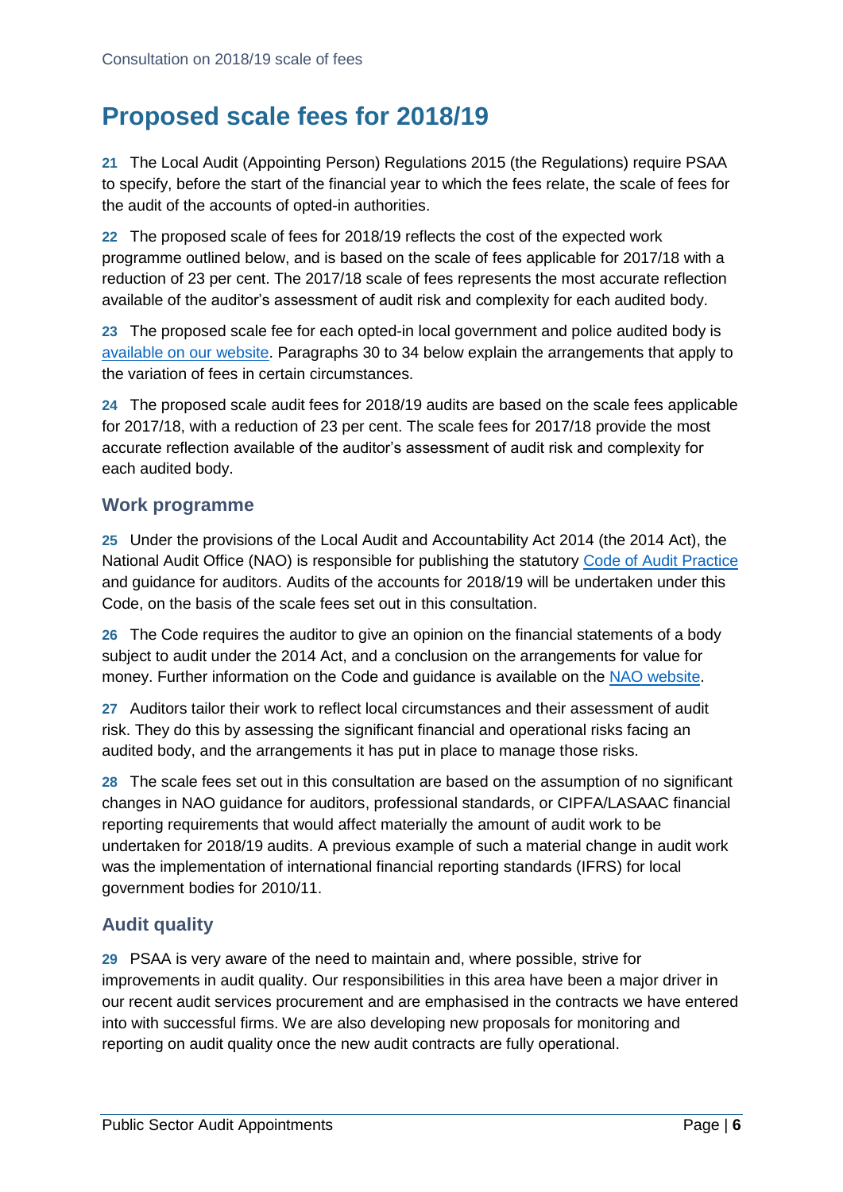# Proposed scale fees for 2018/19

**21** The Local Audit (Appointing Person) Regulations 2015 (the Regulations) require PSAA to specify, before the start of the financial year to which the fees relate, the scale of fees for the audit of the accounts of opted-in authorities.

**22** The proposed scale of fees for 2018/19 reflects the cost of the expected work programme outlined below, and is based on the scale of fees applicable for 2017/18 with a reduction of 23 per cent. The 2017/18 scale of fees represents the most accurate reflection available of the auditor's assessment of audit risk and complexity for each audited body.

**23** The proposed scale fee for each opted-in local government and police audited body is [available on our website](). Paragraphs 30 to 34 below explain the arrangements that apply to the variation of fees in certain circumstances.

**24** The proposed scale audit fees for 2018/19 audits are based on the scale fees applicable for 2017/18, with a reduction of 23 per cent. The scale fees for 2017/18 provide the most accurate reflection available of the auditor's assessment of audit risk and complexity for each audited body.

## Work programme

**25** Under the provisions of the Local Audit and Accountability Act 2014 (the 2014 Act), the National Audit Office (NAO) is responsible for publishing the statutory [Code of Audit Practice]() and guidance for auditors. Audits of the accounts for 2018/19 will be undertaken under this Code, on the basis of the scale fees set out in this consultation.

**26** The Code requires the auditor to give an opinion on the financial statements of a body subject to audit under the 2014 Act, and a conclusion on the arrangements for value for money. Further information on the Code and guidance is available on the [NAO website]().

**27** Auditors tailor their work to reflect local circumstances and their assessment of audit risk. They do this by assessing the significant financial and operational risks facing an audited body, and the arrangements it has put in place to manage those risks.

**28** The scale fees set out in this consultation are based on the assumption of no significant changes in NAO guidance for auditors, professional standards, or CIPFA/LASAAC financial reporting requirements that would affect materially the amount of audit work to be undertaken for 2018/19 audits. A previous example of such a material change in audit work was the implementation of international financial reporting standards (IFRS) for local government bodies for 2010/11.

## Audit quality

**29** PSAA is very aware of the need to maintain and, where possible, strive for improvements in audit quality. Our responsibilities in this area have been a major driver in our recent audit services procurement and are emphasised in the contracts we have entered into with successful firms. We are also developing new proposals for monitoring and reporting on audit quality once the new audit contracts are fully operational.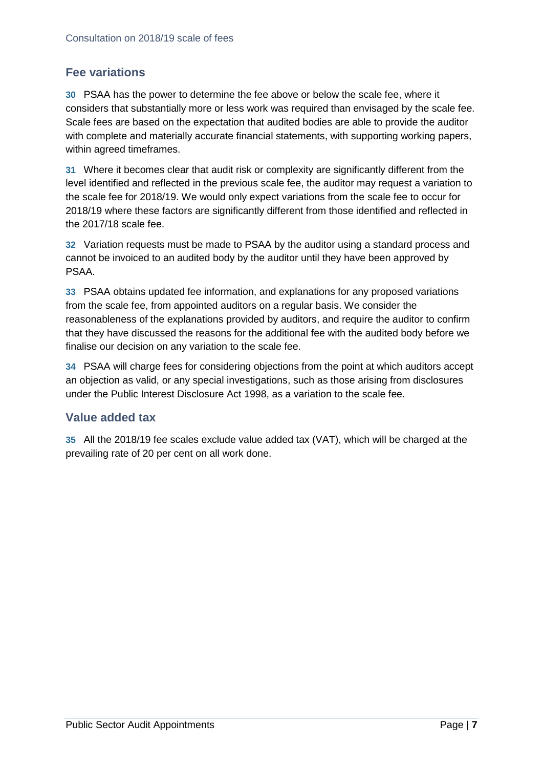## Fee variations

**30** PSAA has the power to determine the fee above or below the scale fee, where it considers that substantially more or less work was required than envisaged by the scale fee. Scale fees are based on the expectation that audited bodies are able to provide the auditor with complete and materially accurate financial statements, with supporting working papers, within agreed timeframes.

**31** Where it becomes clear that audit risk or complexity are significantly different from the level identified and reflected in the previous scale fee, the auditor may request a variation to the scale fee for 2018/19. We would only expect variations from the scale fee to occur for 2018/19 where these factors are significantly different from those identified and reflected in the 2017/18 scale fee.

**32** Variation requests must be made to PSAA by the auditor using a standard process and cannot be invoiced to an audited body by the auditor until they have been approved by PSAA.

**33** PSAA obtains updated fee information, and explanations for any proposed variations from the scale fee, from appointed auditors on a regular basis. We consider the reasonableness of the explanations provided by auditors, and require the auditor to confirm that they have discussed the reasons for the additional fee with the audited body before we finalise our decision on any variation to the scale fee.

**34** PSAA will charge fees for considering objections from the point at which auditors accept an objection as valid, or any special investigations, such as those arising from disclosures under the Public Interest Disclosure Act 1998, as a variation to the scale fee.

## Value added tax

**35** All the 2018/19 fee scales exclude value added tax (VAT), which will be charged at the prevailing rate of 20 per cent on all work done.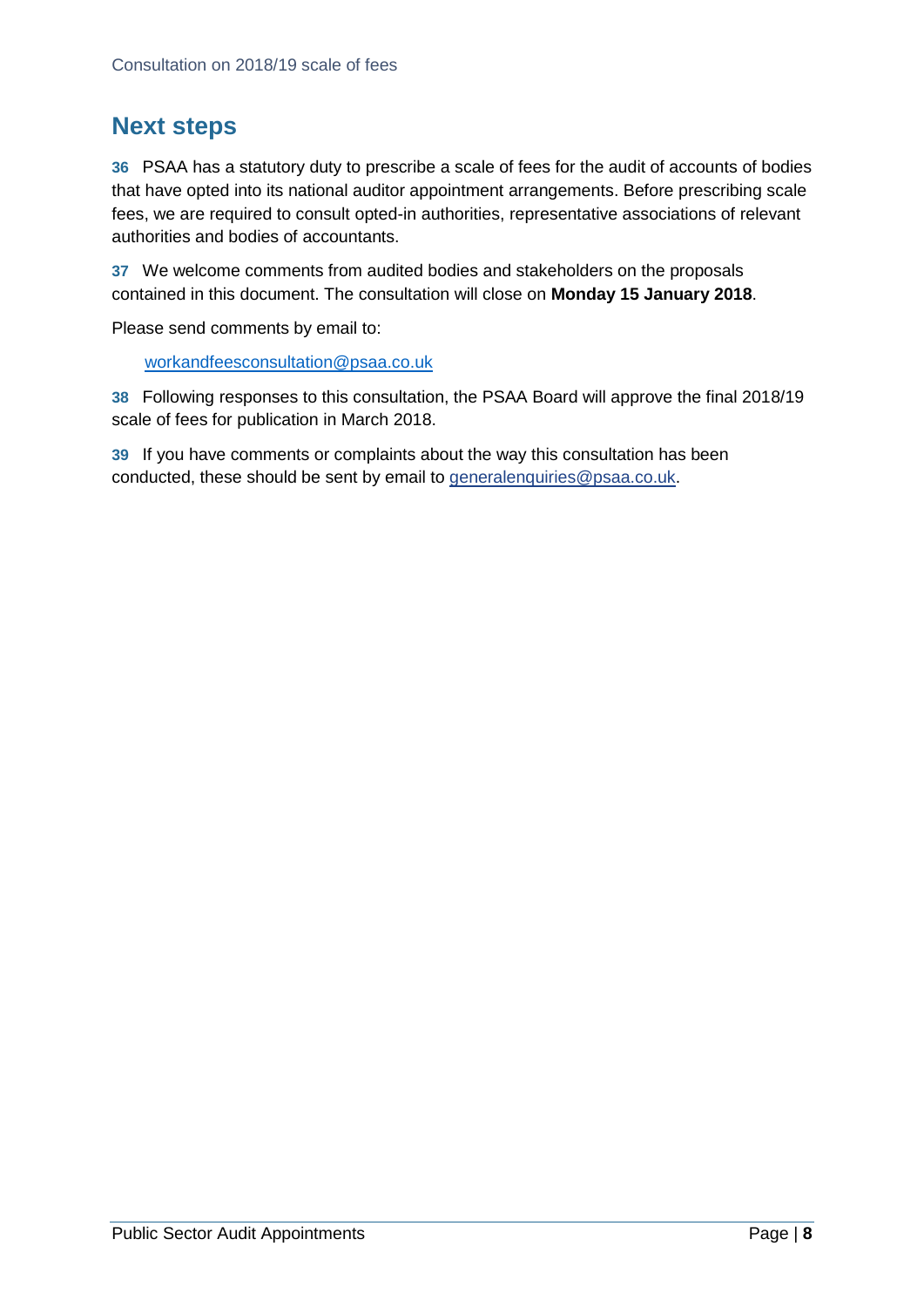## Next steps

**36** PSAA has a statutory duty to prescribe a scale of fees for the audit of accounts of bodies that have opted into its national auditor appointment arrangements. Before prescribing scale fees, we are required to consult opted-in authorities, representative associations of relevant authorities and bodies of accountants.

**37** We welcome comments from audited bodies and stakeholders on the proposals contained in this document. The consultation will close on **Monday 15 January 2018**.

Please send comments by email to:

workandfeesconsultation@psaa.co.uk

**38** Following responses to this consultation, the PSAA Board will approve the final 2018/19 scale of fees for publication in March 2018.

**39** If you have comments or complaints about the way this consultation has been conducted, these should be sent by email to generalenquiries@psaa.co.uk.